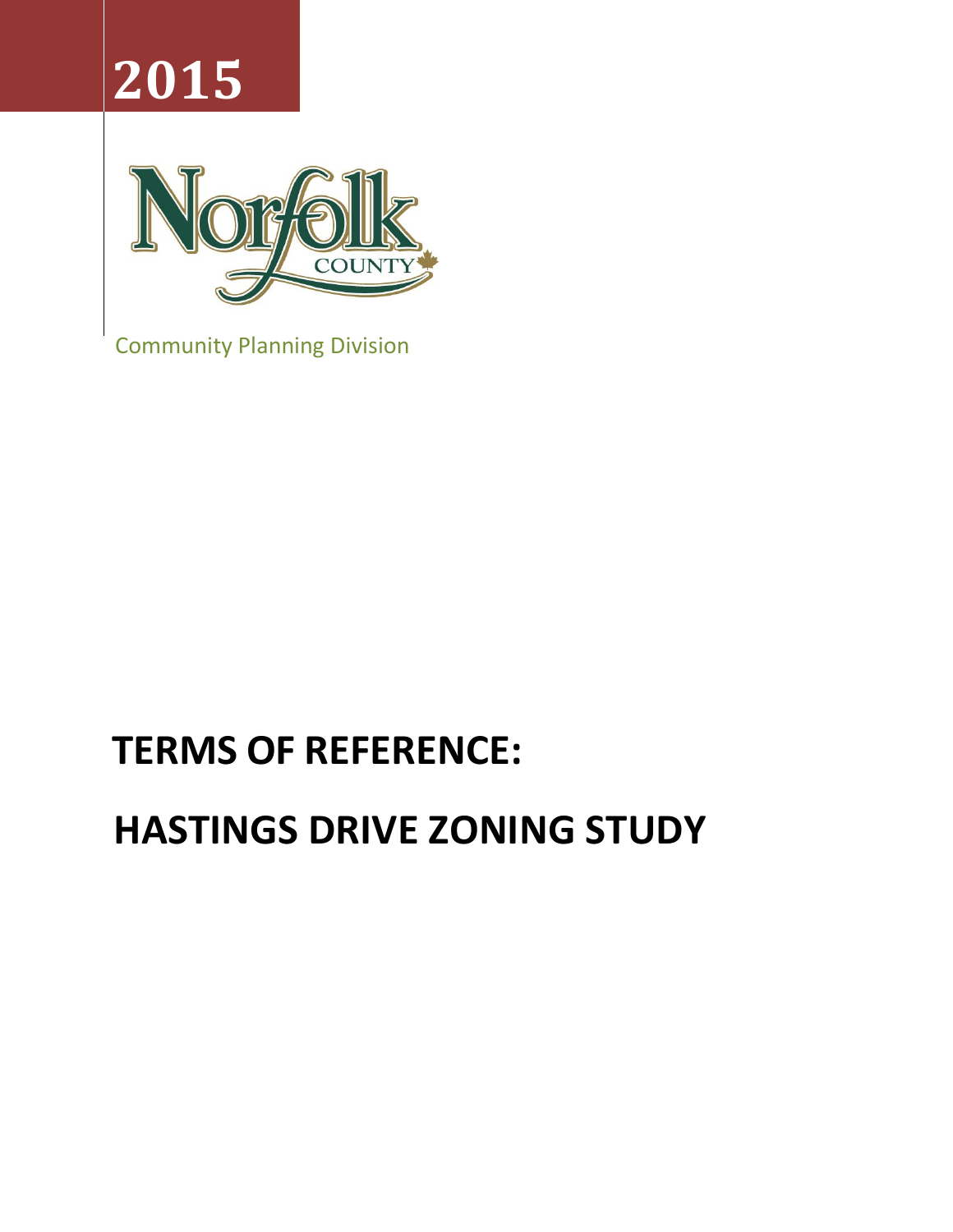2015

Norfolk COUNTY

Community Planning Division

# TERMS OF REFERENCE:

# HASTINGS DRIVE ZONING STUDY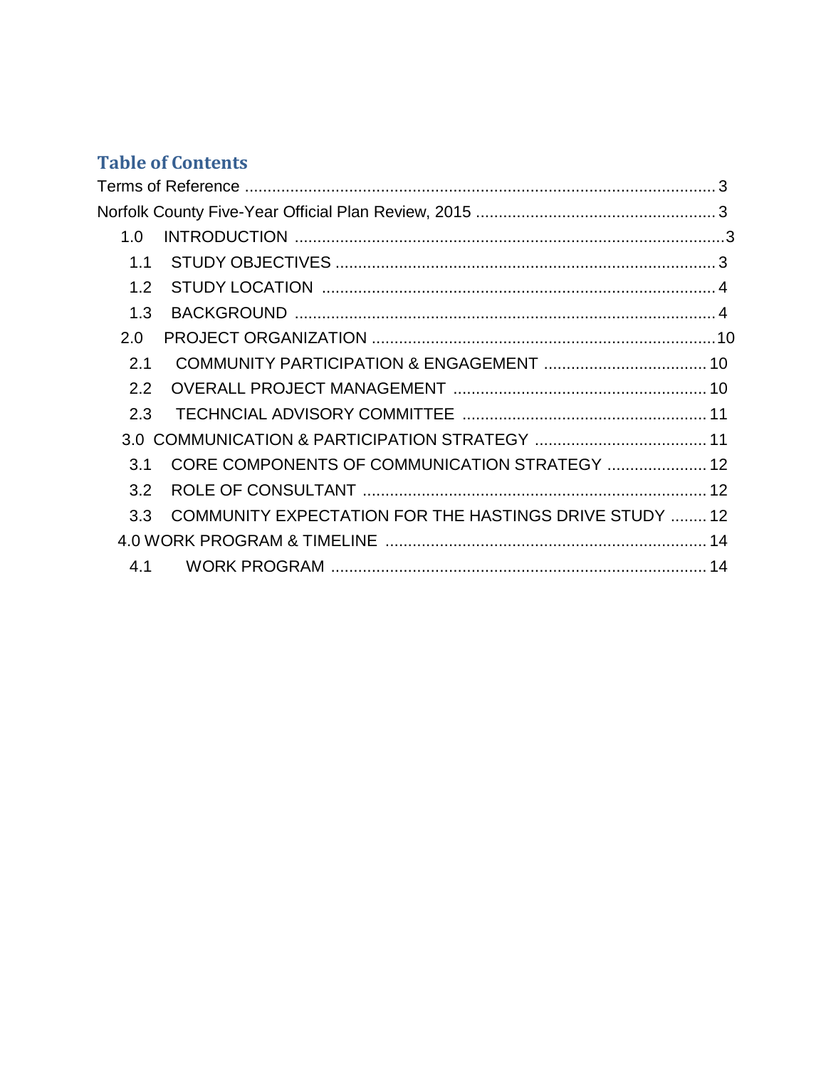## Table of Contents

Terms of Reference ........................................................................................................ 3

Norfolk County Five-Year Official Plan Review, 2015 ..................................................... 3

- 1.0 INTRODUCTION ............................................................................................... 3
  - 1.1 STUDY OBJECTIVES .................................................................................... 3
  - 1.2 STUDY LOCATION ....................................................................................... 4
  - 1.3 BACKGROUND ............................................................................................. 4
- 2.0 PROJECT ORGANIZATION ............................................................................ 10
  - 2.1 COMMUNITY PARTICIPATION & ENGAGEMENT .................................... 10
  - 2.2 OVERALL PROJECT MANAGEMENT ........................................................ 10
  - 2.3 TECHNCIAL ADVISORY COMMITTEE ...................................................... 11
- 3.0 COMMUNICATION & PARTICIPATION STRATEGY ...................................... 11
  - 3.1 CORE COMPONENTS OF COMMUNICATION STRATEGY ...................... 12
  - 3.2 ROLE OF CONSULTANT ............................................................................ 12
  - 3.3 COMMUNITY EXPECTATION FOR THE HASTINGS DRIVE STUDY ........ 12
- 4.0 WORK PROGRAM & TIMELINE ...................................................................... 14
  - 4.1 WORK PROGRAM .................................................................................. 14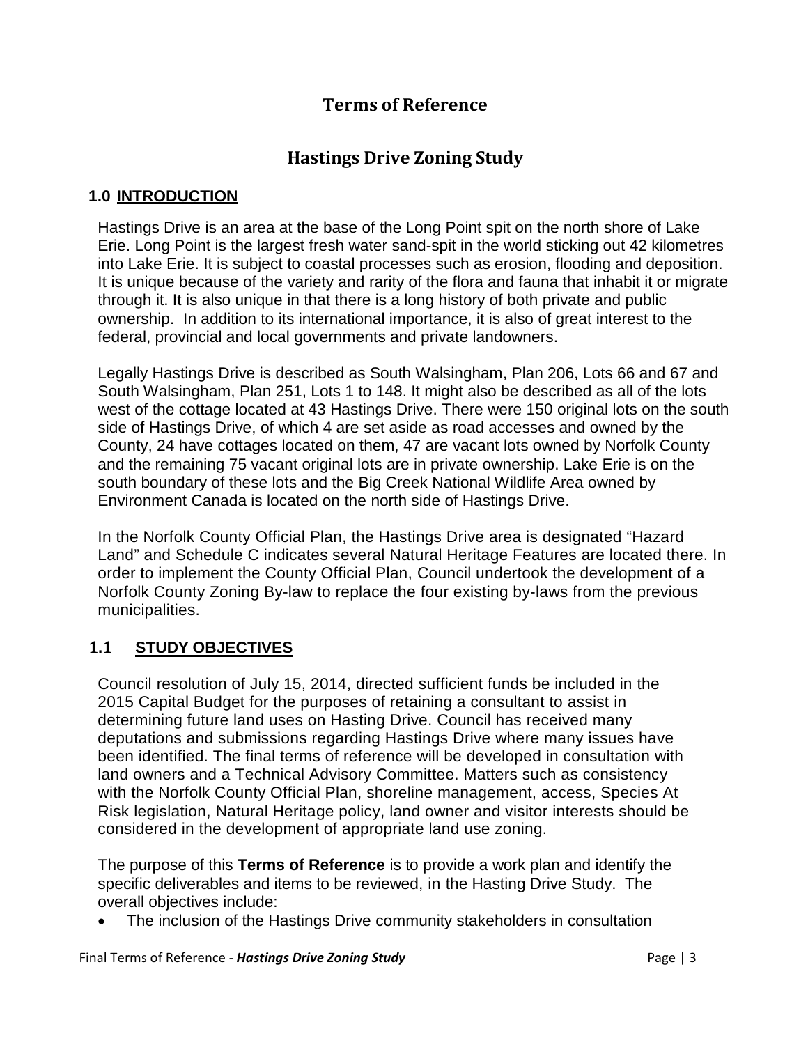# Terms of Reference

## Hastings Drive Zoning Study

### 1.0 INTRODUCTION

Hastings Drive is an area at the base of the Long Point spit on the north shore of Lake Erie. Long Point is the largest fresh water sand-spit in the world sticking out 42 kilometres into Lake Erie. It is subject to coastal processes such as erosion, flooding and deposition. It is unique because of the variety and rarity of the flora and fauna that inhabit it or migrate through it. It is also unique in that there is a long history of both private and public ownership. In addition to its international importance, it is also of great interest to the federal, provincial and local governments and private landowners.

Legally Hastings Drive is described as South Walsingham, Plan 206, Lots 66 and 67 and South Walsingham, Plan 251, Lots 1 to 148. It might also be described as all of the lots west of the cottage located at 43 Hastings Drive. There were 150 original lots on the south side of Hastings Drive, of which 4 are set aside as road accesses and owned by the County, 24 have cottages located on them, 47 are vacant lots owned by Norfolk County and the remaining 75 vacant original lots are in private ownership. Lake Erie is on the south boundary of these lots and the Big Creek National Wildlife Area owned by Environment Canada is located on the north side of Hastings Drive.

In the Norfolk County Official Plan, the Hastings Drive area is designated "Hazard Land" and Schedule C indicates several Natural Heritage Features are located there. In order to implement the County Official Plan, Council undertook the development of a Norfolk County Zoning By-law to replace the four existing by-laws from the previous municipalities.

### 1.1 STUDY OBJECTIVES

Council resolution of July 15, 2014, directed sufficient funds be included in the 2015 Capital Budget for the purposes of retaining a consultant to assist in determining future land uses on Hasting Drive. Council has received many deputations and submissions regarding Hastings Drive where many issues have been identified. The final terms of reference will be developed in consultation with land owners and a Technical Advisory Committee. Matters such as consistency with the Norfolk County Official Plan, shoreline management, access, Species At Risk legislation, Natural Heritage policy, land owner and visitor interests should be considered in the development of appropriate land use zoning.

The purpose of this **Terms of Reference** is to provide a work plan and identify the specific deliverables and items to be reviewed, in the Hasting Drive Study. The overall objectives include:

- The inclusion of the Hastings Drive community stakeholders in consultation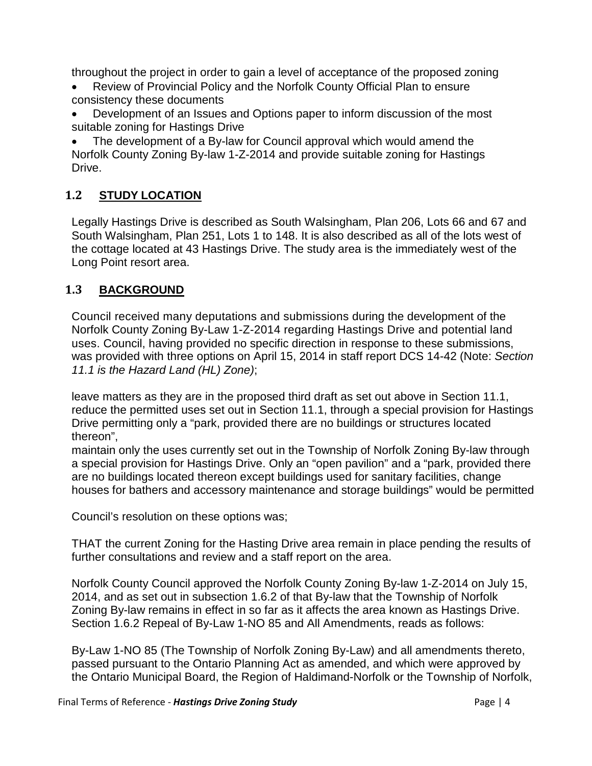throughout the project in order to gain a level of acceptance of the proposed zoning

- Review of Provincial Policy and the Norfolk County Official Plan to ensure consistency these documents
- Development of an Issues and Options paper to inform discussion of the most suitable zoning for Hastings Drive
- The development of a By-law for Council approval which would amend the Norfolk County Zoning By-law 1-Z-2014 and provide suitable zoning for Hastings Drive.

## 1.2 STUDY LOCATION

Legally Hastings Drive is described as South Walsingham, Plan 206, Lots 66 and 67 and South Walsingham, Plan 251, Lots 1 to 148. It is also described as all of the lots west of the cottage located at 43 Hastings Drive. The study area is the immediately west of the Long Point resort area.

## 1.3 BACKGROUND

Council received many deputations and submissions during the development of the Norfolk County Zoning By-Law 1-Z-2014 regarding Hastings Drive and potential land uses. Council, having provided no specific direction in response to these submissions, was provided with three options on April 15, 2014 in staff report DCS 14-42 (Note: *Section 11.1 is the Hazard Land (HL) Zone)*;

leave matters as they are in the proposed third draft as set out above in Section 11.1, reduce the permitted uses set out in Section 11.1, through a special provision for Hastings Drive permitting only a "park, provided there are no buildings or structures located thereon",
maintain only the uses currently set out in the Township of Norfolk Zoning By-law through a special provision for Hastings Drive. Only an "open pavilion" and a "park, provided there are no buildings located thereon except buildings used for sanitary facilities, change houses for bathers and accessory maintenance and storage buildings" would be permitted

Council's resolution on these options was;

THAT the current Zoning for the Hasting Drive area remain in place pending the results of further consultations and review and a staff report on the area.

Norfolk County Council approved the Norfolk County Zoning By-law 1-Z-2014 on July 15, 2014, and as set out in subsection 1.6.2 of that By-law that the Township of Norfolk Zoning By-law remains in effect in so far as it affects the area known as Hastings Drive. Section 1.6.2 Repeal of By-Law 1-NO 85 and All Amendments, reads as follows:

By-Law 1-NO 85 (The Township of Norfolk Zoning By-Law) and all amendments thereto, passed pursuant to the Ontario Planning Act as amended, and which were approved by the Ontario Municipal Board, the Region of Haldimand-Norfolk or the Township of Norfolk,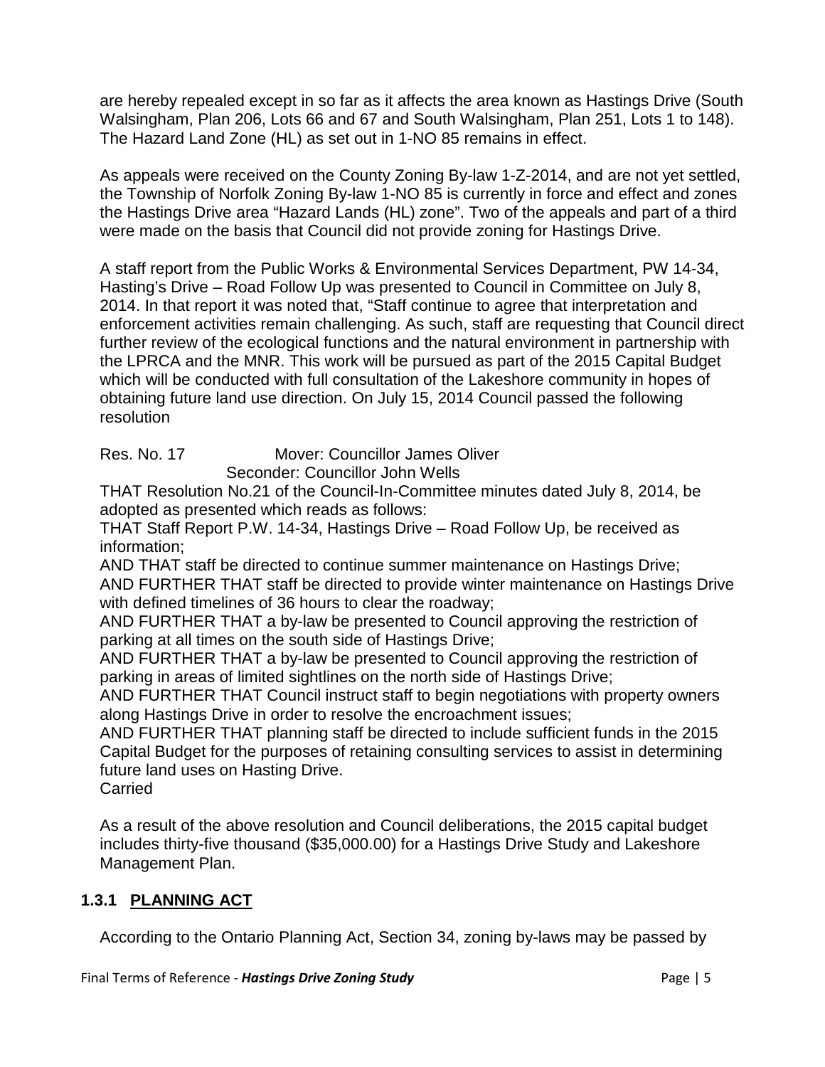are hereby repealed except in so far as it affects the area known as Hastings Drive (South Walsingham, Plan 206, Lots 66 and 67 and South Walsingham, Plan 251, Lots 1 to 148). The Hazard Land Zone (HL) as set out in 1-NO 85 remains in effect.

As appeals were received on the County Zoning By-law 1-Z-2014, and are not yet settled, the Township of Norfolk Zoning By-law 1-NO 85 is currently in force and effect and zones the Hastings Drive area "Hazard Lands (HL) zone". Two of the appeals and part of a third were made on the basis that Council did not provide zoning for Hastings Drive.

A staff report from the Public Works & Environmental Services Department, PW 14-34, Hasting's Drive – Road Follow Up was presented to Council in Committee on July 8, 2014. In that report it was noted that, "Staff continue to agree that interpretation and enforcement activities remain challenging. As such, staff are requesting that Council direct further review of the ecological functions and the natural environment in partnership with the LPRCA and the MNR. This work will be pursued as part of the 2015 Capital Budget which will be conducted with full consultation of the Lakeshore community in hopes of obtaining future land use direction. On July 15, 2014 Council passed the following resolution

Res. No. 17 Mover: Councillor James Oliver
Seconder: Councillor John Wells

THAT Resolution No.21 of the Council-In-Committee minutes dated July 8, 2014, be adopted as presented which reads as follows:
THAT Staff Report P.W. 14-34, Hastings Drive – Road Follow Up, be received as information;
AND THAT staff be directed to continue summer maintenance on Hastings Drive;
AND FURTHER THAT staff be directed to provide winter maintenance on Hastings Drive with defined timelines of 36 hours to clear the roadway;
AND FURTHER THAT a by-law be presented to Council approving the restriction of parking at all times on the south side of Hastings Drive;
AND FURTHER THAT a by-law be presented to Council approving the restriction of parking in areas of limited sightlines on the north side of Hastings Drive;
AND FURTHER THAT Council instruct staff to begin negotiations with property owners along Hastings Drive in order to resolve the encroachment issues;
AND FURTHER THAT planning staff be directed to include sufficient funds in the 2015 Capital Budget for the purposes of retaining consulting services to assist in determining future land uses on Hasting Drive.
Carried

As a result of the above resolution and Council deliberations, the 2015 capital budget includes thirty-five thousand ($35,000.00) for a Hastings Drive Study and Lakeshore Management Plan.

### 1.3.1 PLANNING ACT

According to the Ontario Planning Act, Section 34, zoning by-laws may be passed by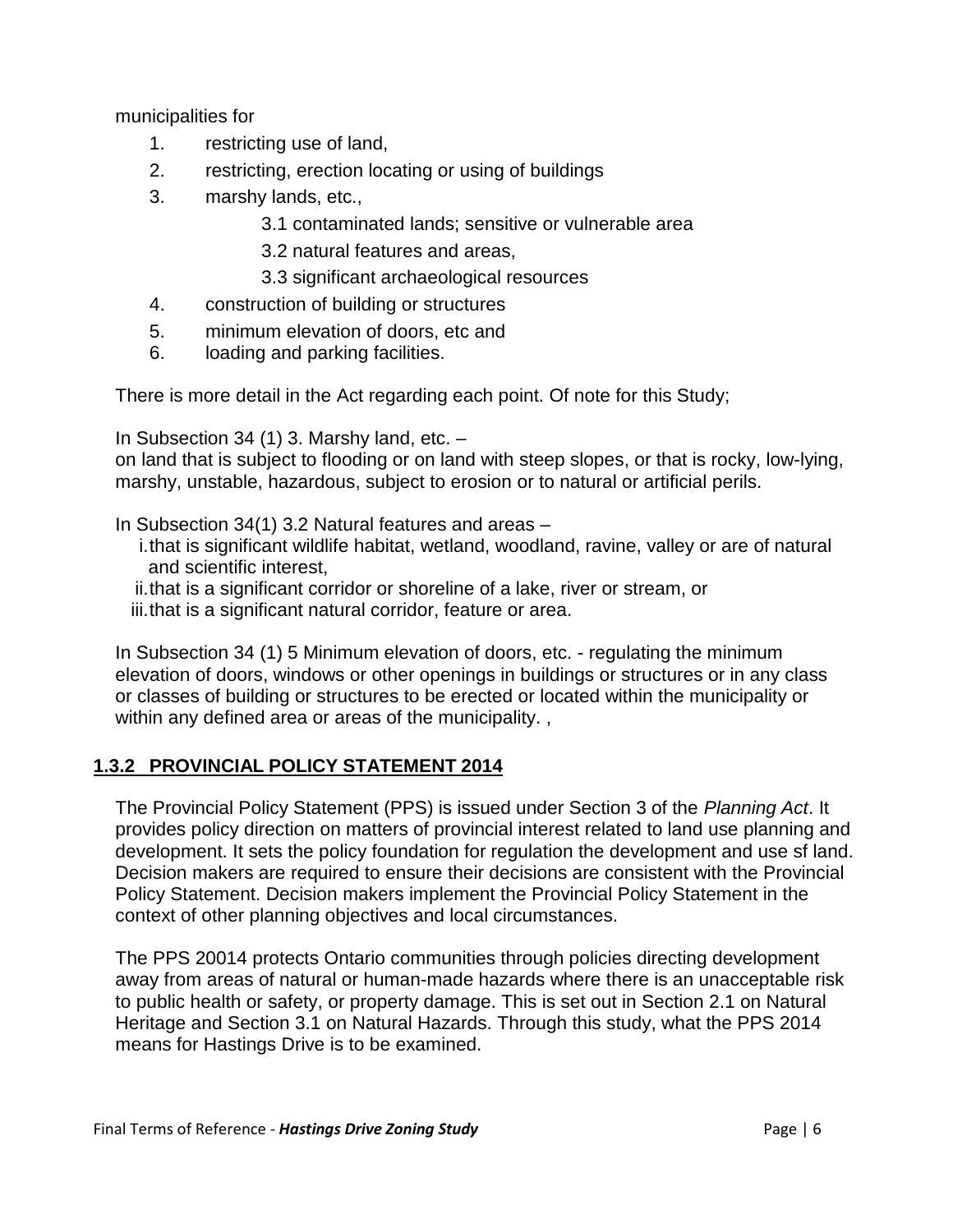municipalities for

1. restricting use of land,
2. restricting, erection locating or using of buildings
3. marshy lands, etc.,
   - 3.1 contaminated lands; sensitive or vulnerable area
   - 3.2 natural features and areas,
   - 3.3 significant archaeological resources
4. construction of building or structures
5. minimum elevation of doors, etc and
6. loading and parking facilities.

There is more detail in the Act regarding each point. Of note for this Study;

In Subsection 34 (1) 3. Marshy land, etc. –
on land that is subject to flooding or on land with steep slopes, or that is rocky, low-lying, marshy, unstable, hazardous, subject to erosion or to natural or artificial perils.

In Subsection 34(1) 3.2 Natural features and areas –

i. that is significant wildlife habitat, wetland, woodland, ravine, valley or are of natural and scientific interest,
ii. that is a significant corridor or shoreline of a lake, river or stream, or
iii. that is a significant natural corridor, feature or area.

In Subsection 34 (1) 5 Minimum elevation of doors, etc. - regulating the minimum elevation of doors, windows or other openings in buildings or structures or in any class or classes of building or structures to be erected or located within the municipality or within any defined area or areas of the municipality. ,

### 1.3.2 PROVINCIAL POLICY STATEMENT 2014

The Provincial Policy Statement (PPS) is issued under Section 3 of the *Planning Act*. It provides policy direction on matters of provincial interest related to land use planning and development. It sets the policy foundation for regulation the development and use sf land. Decision makers are required to ensure their decisions are consistent with the Provincial Policy Statement. Decision makers implement the Provincial Policy Statement in the context of other planning objectives and local circumstances.

The PPS 20014 protects Ontario communities through policies directing development away from areas of natural or human-made hazards where there is an unacceptable risk to public health or safety, or property damage. This is set out in Section 2.1 on Natural Heritage and Section 3.1 on Natural Hazards. Through this study, what the PPS 2014 means for Hastings Drive is to be examined.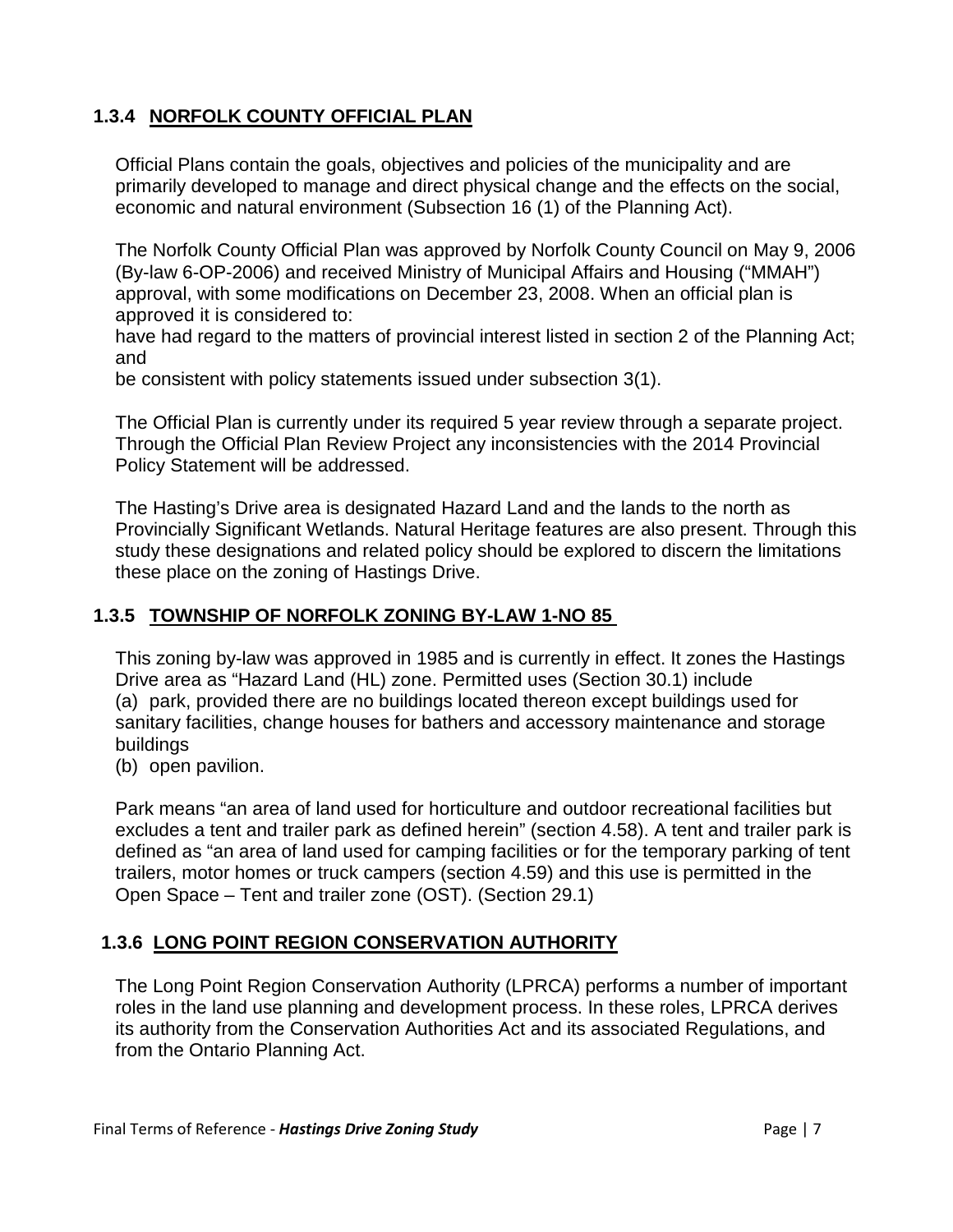### 1.3.4 NORFOLK COUNTY OFFICIAL PLAN

Official Plans contain the goals, objectives and policies of the municipality and are primarily developed to manage and direct physical change and the effects on the social, economic and natural environment (Subsection 16 (1) of the Planning Act).

The Norfolk County Official Plan was approved by Norfolk County Council on May 9, 2006 (By-law 6-OP-2006) and received Ministry of Municipal Affairs and Housing ("MMAH") approval, with some modifications on December 23, 2008. When an official plan is approved it is considered to:

have had regard to the matters of provincial interest listed in section 2 of the Planning Act; and

be consistent with policy statements issued under subsection 3(1).

The Official Plan is currently under its required 5 year review through a separate project. Through the Official Plan Review Project any inconsistencies with the 2014 Provincial Policy Statement will be addressed.

The Hasting's Drive area is designated Hazard Land and the lands to the north as Provincially Significant Wetlands. Natural Heritage features are also present. Through this study these designations and related policy should be explored to discern the limitations these place on the zoning of Hastings Drive.

### 1.3.5 TOWNSHIP OF NORFOLK ZONING BY-LAW 1-NO 85

This zoning by-law was approved in 1985 and is currently in effect. It zones the Hastings Drive area as "Hazard Land (HL) zone. Permitted uses (Section 30.1) include

(a) park, provided there are no buildings located thereon except buildings used for sanitary facilities, change houses for bathers and accessory maintenance and storage buildings

(b) open pavilion.

Park means "an area of land used for horticulture and outdoor recreational facilities but excludes a tent and trailer park as defined herein" (section 4.58). A tent and trailer park is defined as "an area of land used for camping facilities or for the temporary parking of tent trailers, motor homes or truck campers (section 4.59) and this use is permitted in the Open Space – Tent and trailer zone (OST). (Section 29.1)

### 1.3.6 LONG POINT REGION CONSERVATION AUTHORITY

The Long Point Region Conservation Authority (LPRCA) performs a number of important roles in the land use planning and development process. In these roles, LPRCA derives its authority from the Conservation Authorities Act and its associated Regulations, and from the Ontario Planning Act.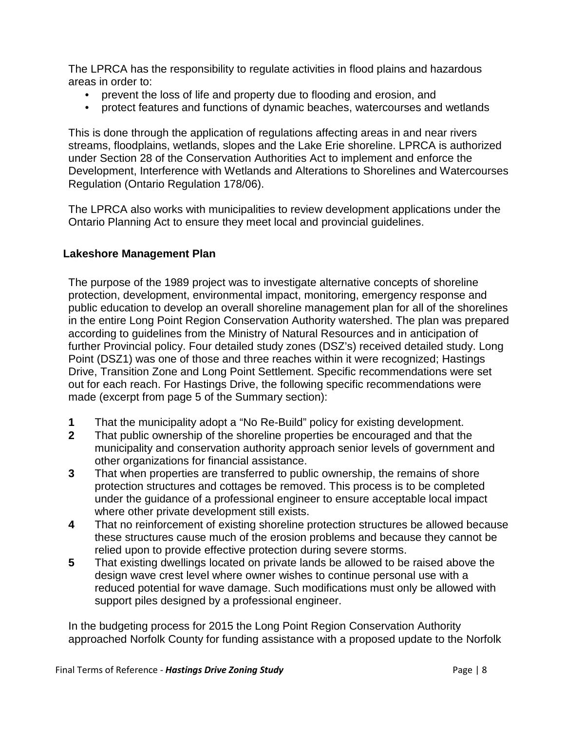The LPRCA has the responsibility to regulate activities in flood plains and hazardous areas in order to:

- prevent the loss of life and property due to flooding and erosion, and
- protect features and functions of dynamic beaches, watercourses and wetlands

This is done through the application of regulations affecting areas in and near rivers streams, floodplains, wetlands, slopes and the Lake Erie shoreline. LPRCA is authorized under Section 28 of the Conservation Authorities Act to implement and enforce the Development, Interference with Wetlands and Alterations to Shorelines and Watercourses Regulation (Ontario Regulation 178/06).

The LPRCA also works with municipalities to review development applications under the Ontario Planning Act to ensure they meet local and provincial guidelines.

**Lakeshore Management Plan**

The purpose of the 1989 project was to investigate alternative concepts of shoreline protection, development, environmental impact, monitoring, emergency response and public education to develop an overall shoreline management plan for all of the shorelines in the entire Long Point Region Conservation Authority watershed. The plan was prepared according to guidelines from the Ministry of Natural Resources and in anticipation of further Provincial policy. Four detailed study zones (DSZ's) received detailed study. Long Point (DSZ1) was one of those and three reaches within it were recognized; Hastings Drive, Transition Zone and Long Point Settlement. Specific recommendations were set out for each reach. For Hastings Drive, the following specific recommendations were made (excerpt from page 5 of the Summary section):

**1** That the municipality adopt a "No Re-Build" policy for existing development.

**2** That public ownership of the shoreline properties be encouraged and that the municipality and conservation authority approach senior levels of government and other organizations for financial assistance.

**3** That when properties are transferred to public ownership, the remains of shore protection structures and cottages be removed. This process is to be completed under the guidance of a professional engineer to ensure acceptable local impact where other private development still exists.

**4** That no reinforcement of existing shoreline protection structures be allowed because these structures cause much of the erosion problems and because they cannot be relied upon to provide effective protection during severe storms.

**5** That existing dwellings located on private lands be allowed to be raised above the design wave crest level where owner wishes to continue personal use with a reduced potential for wave damage. Such modifications must only be allowed with support piles designed by a professional engineer.

In the budgeting process for 2015 the Long Point Region Conservation Authority approached Norfolk County for funding assistance with a proposed update to the Norfolk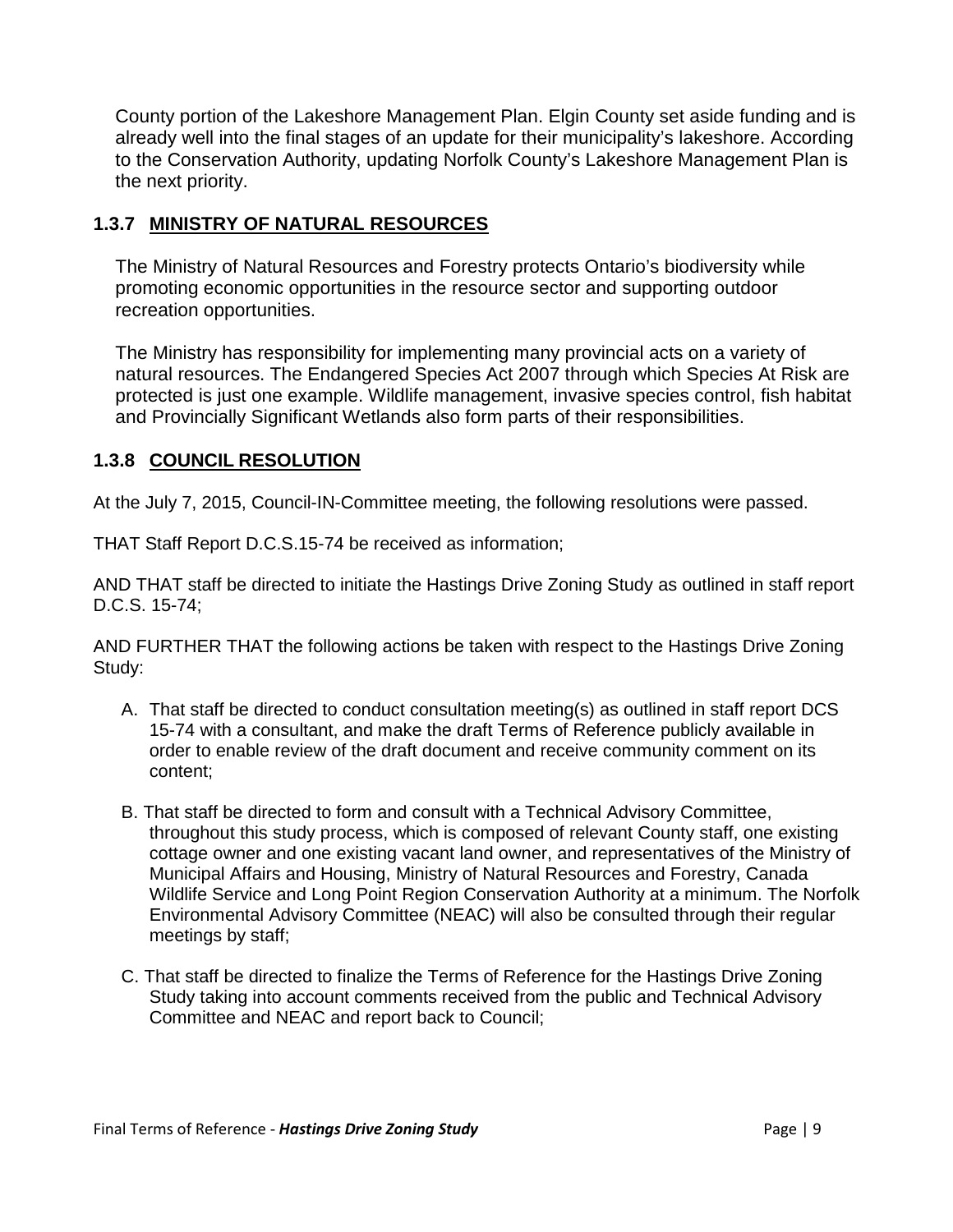County portion of the Lakeshore Management Plan. Elgin County set aside funding and is already well into the final stages of an update for their municipality's lakeshore. According to the Conservation Authority, updating Norfolk County's Lakeshore Management Plan is the next priority.

### 1.3.7 MINISTRY OF NATURAL RESOURCES

The Ministry of Natural Resources and Forestry protects Ontario's biodiversity while promoting economic opportunities in the resource sector and supporting outdoor recreation opportunities.

The Ministry has responsibility for implementing many provincial acts on a variety of natural resources. The Endangered Species Act 2007 through which Species At Risk are protected is just one example. Wildlife management, invasive species control, fish habitat and Provincially Significant Wetlands also form parts of their responsibilities.

### 1.3.8 COUNCIL RESOLUTION

At the July 7, 2015, Council-IN-Committee meeting, the following resolutions were passed.

THAT Staff Report D.C.S.15-74 be received as information;

AND THAT staff be directed to initiate the Hastings Drive Zoning Study as outlined in staff report D.C.S. 15-74;

AND FURTHER THAT the following actions be taken with respect to the Hastings Drive Zoning Study:

A. That staff be directed to conduct consultation meeting(s) as outlined in staff report DCS 15-74 with a consultant, and make the draft Terms of Reference publicly available in order to enable review of the draft document and receive community comment on its content;

B. That staff be directed to form and consult with a Technical Advisory Committee, throughout this study process, which is composed of relevant County staff, one existing cottage owner and one existing vacant land owner, and representatives of the Ministry of Municipal Affairs and Housing, Ministry of Natural Resources and Forestry, Canada Wildlife Service and Long Point Region Conservation Authority at a minimum. The Norfolk Environmental Advisory Committee (NEAC) will also be consulted through their regular meetings by staff;

C. That staff be directed to finalize the Terms of Reference for the Hastings Drive Zoning Study taking into account comments received from the public and Technical Advisory Committee and NEAC and report back to Council;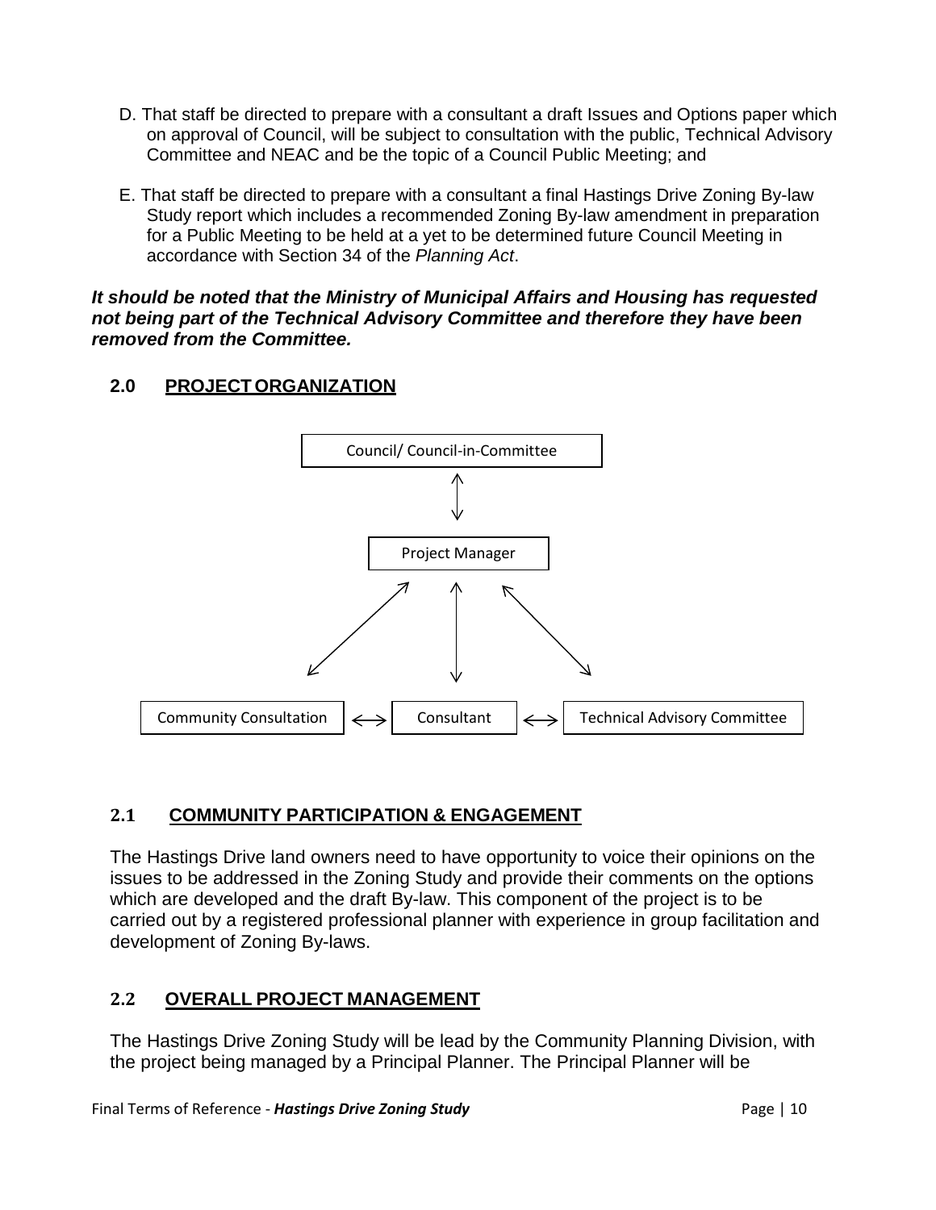D. That staff be directed to prepare with a consultant a draft Issues and Options paper which on approval of Council, will be subject to consultation with the public, Technical Advisory Committee and NEAC and be the topic of a Council Public Meeting; and

E. That staff be directed to prepare with a consultant a final Hastings Drive Zoning By-law Study report which includes a recommended Zoning By-law amendment in preparation for a Public Meeting to be held at a yet to be determined future Council Meeting in accordance with Section 34 of the *Planning Act*.

***It should be noted that the Ministry of Municipal Affairs and Housing has requested not being part of the Technical Advisory Committee and therefore they have been removed from the Committee.***

## 2.0 PROJECT ORGANIZATION

Council/ Council-in-Committee

↕

Project Manager

↙ ↕ ↘

Community Consultation ⟷ Consultant ⟷ Technical Advisory Committee

## 2.1 COMMUNITY PARTICIPATION & ENGAGEMENT

The Hastings Drive land owners need to have opportunity to voice their opinions on the issues to be addressed in the Zoning Study and provide their comments on the options which are developed and the draft By-law. This component of the project is to be carried out by a registered professional planner with experience in group facilitation and development of Zoning By-laws.

## 2.2 OVERALL PROJECT MANAGEMENT

The Hastings Drive Zoning Study will be lead by the Community Planning Division, with the project being managed by a Principal Planner. The Principal Planner will be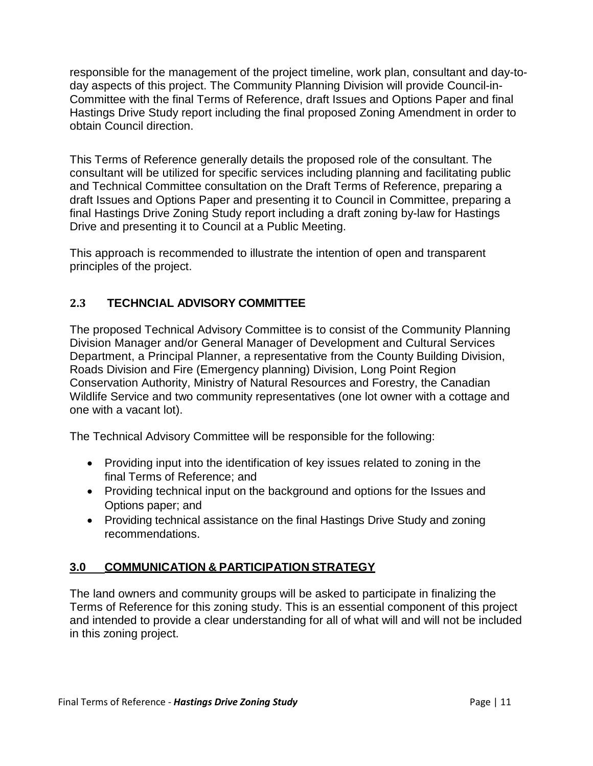responsible for the management of the project timeline, work plan, consultant and day-to-day aspects of this project. The Community Planning Division will provide Council-in-Committee with the final Terms of Reference, draft Issues and Options Paper and final Hastings Drive Study report including the final proposed Zoning Amendment in order to obtain Council direction.

This Terms of Reference generally details the proposed role of the consultant. The consultant will be utilized for specific services including planning and facilitating public and Technical Committee consultation on the Draft Terms of Reference, preparing a draft Issues and Options Paper and presenting it to Council in Committee, preparing a final Hastings Drive Zoning Study report including a draft zoning by-law for Hastings Drive and presenting it to Council at a Public Meeting.

This approach is recommended to illustrate the intention of open and transparent principles of the project.

### 2.3 TECHNCIAL ADVISORY COMMITTEE

The proposed Technical Advisory Committee is to consist of the Community Planning Division Manager and/or General Manager of Development and Cultural Services Department, a Principal Planner, a representative from the County Building Division, Roads Division and Fire (Emergency planning) Division, Long Point Region Conservation Authority, Ministry of Natural Resources and Forestry, the Canadian Wildlife Service and two community representatives (one lot owner with a cottage and one with a vacant lot).

The Technical Advisory Committee will be responsible for the following:

- Providing input into the identification of key issues related to zoning in the final Terms of Reference; and
- Providing technical input on the background and options for the Issues and Options paper; and
- Providing technical assistance on the final Hastings Drive Study and zoning recommendations.

## 3.0 COMMUNICATION & PARTICIPATION STRATEGY

The land owners and community groups will be asked to participate in finalizing the Terms of Reference for this zoning study. This is an essential component of this project and intended to provide a clear understanding for all of what will and will not be included in this zoning project.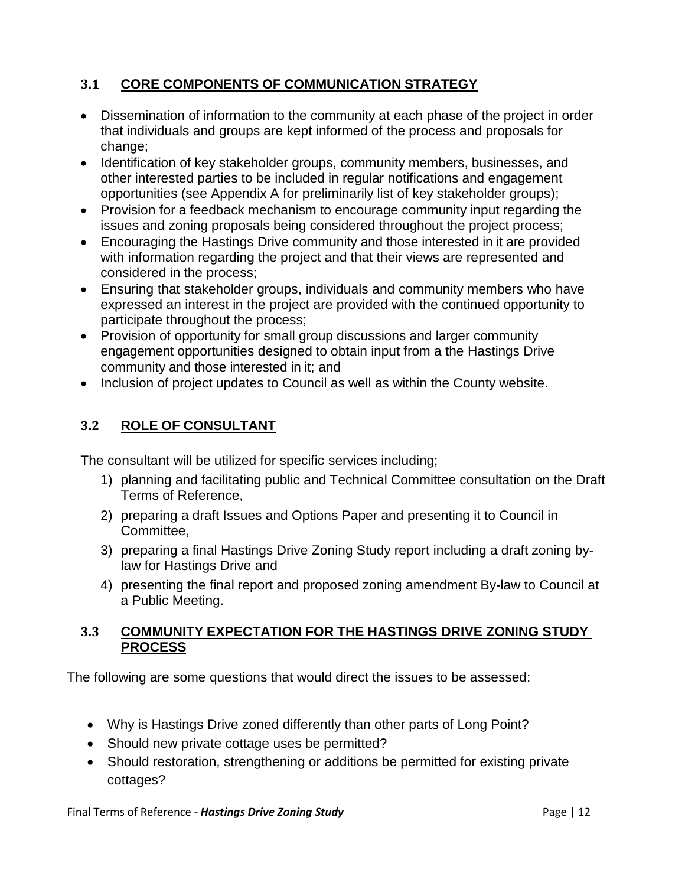## 3.1 CORE COMPONENTS OF COMMUNICATION STRATEGY

- Dissemination of information to the community at each phase of the project in order that individuals and groups are kept informed of the process and proposals for change;
- Identification of key stakeholder groups, community members, businesses, and other interested parties to be included in regular notifications and engagement opportunities (see Appendix A for preliminarily list of key stakeholder groups);
- Provision for a feedback mechanism to encourage community input regarding the issues and zoning proposals being considered throughout the project process;
- Encouraging the Hastings Drive community and those interested in it are provided with information regarding the project and that their views are represented and considered in the process;
- Ensuring that stakeholder groups, individuals and community members who have expressed an interest in the project are provided with the continued opportunity to participate throughout the process;
- Provision of opportunity for small group discussions and larger community engagement opportunities designed to obtain input from a the Hastings Drive community and those interested in it; and
- Inclusion of project updates to Council as well as within the County website.

## 3.2 ROLE OF CONSULTANT

The consultant will be utilized for specific services including;

1) planning and facilitating public and Technical Committee consultation on the Draft Terms of Reference,
2) preparing a draft Issues and Options Paper and presenting it to Council in Committee,
3) preparing a final Hastings Drive Zoning Study report including a draft zoning by-law for Hastings Drive and
4) presenting the final report and proposed zoning amendment By-law to Council at a Public Meeting.

## 3.3 COMMUNITY EXPECTATION FOR THE HASTINGS DRIVE ZONING STUDY PROCESS

The following are some questions that would direct the issues to be assessed:

- Why is Hastings Drive zoned differently than other parts of Long Point?
- Should new private cottage uses be permitted?
- Should restoration, strengthening or additions be permitted for existing private cottages?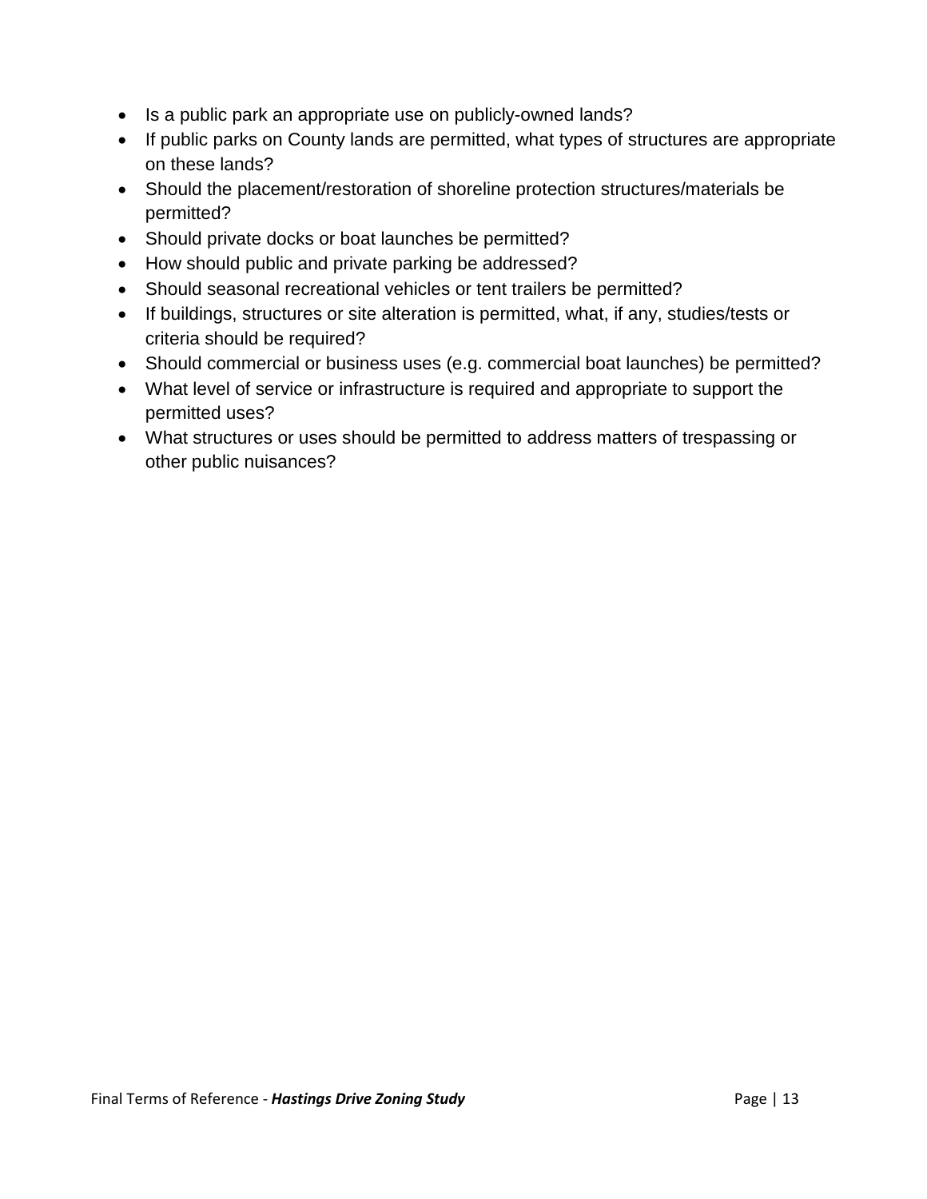- Is a public park an appropriate use on publicly-owned lands?
- If public parks on County lands are permitted, what types of structures are appropriate on these lands?
- Should the placement/restoration of shoreline protection structures/materials be permitted?
- Should private docks or boat launches be permitted?
- How should public and private parking be addressed?
- Should seasonal recreational vehicles or tent trailers be permitted?
- If buildings, structures or site alteration is permitted, what, if any, studies/tests or criteria should be required?
- Should commercial or business uses (e.g. commercial boat launches) be permitted?
- What level of service or infrastructure is required and appropriate to support the permitted uses?
- What structures or uses should be permitted to address matters of trespassing or other public nuisances?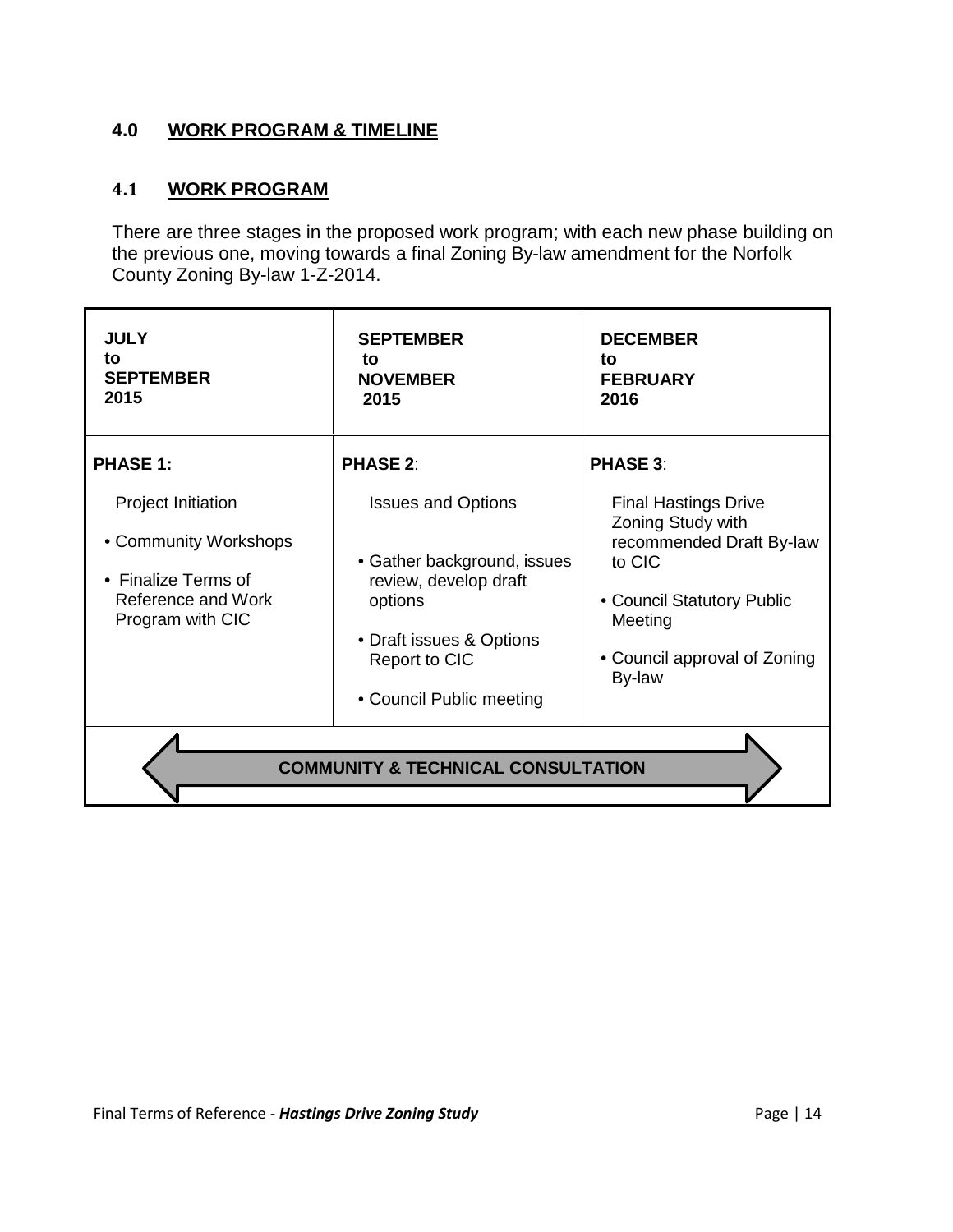## 4.0 WORK PROGRAM & TIMELINE

### 4.1 WORK PROGRAM

There are three stages in the proposed work program; with each new phase building on the previous one, moving towards a final Zoning By-law amendment for the Norfolk County Zoning By-law 1-Z-2014.

| **JULY to SEPTEMBER 2015** | **SEPTEMBER to NOVEMBER 2015** | **DECEMBER to FEBRUARY 2016** |
|---|---|---|
| **PHASE 1:**<br><br>Project Initiation<br><br>• Community Workshops<br><br>• Finalize Terms of Reference and Work Program with CIC | **PHASE 2**:<br><br>Issues and Options<br><br>• Gather background, issues review, develop draft options<br><br>• Draft issues & Options Report to CIC<br><br>• Council Public meeting | **PHASE 3**:<br><br>Final Hastings Drive Zoning Study with recommended Draft By-law to CIC<br><br>• Council Statutory Public Meeting<br><br>• Council approval of Zoning By-law |
| **COMMUNITY & TECHNICAL CONSULTATION** | | |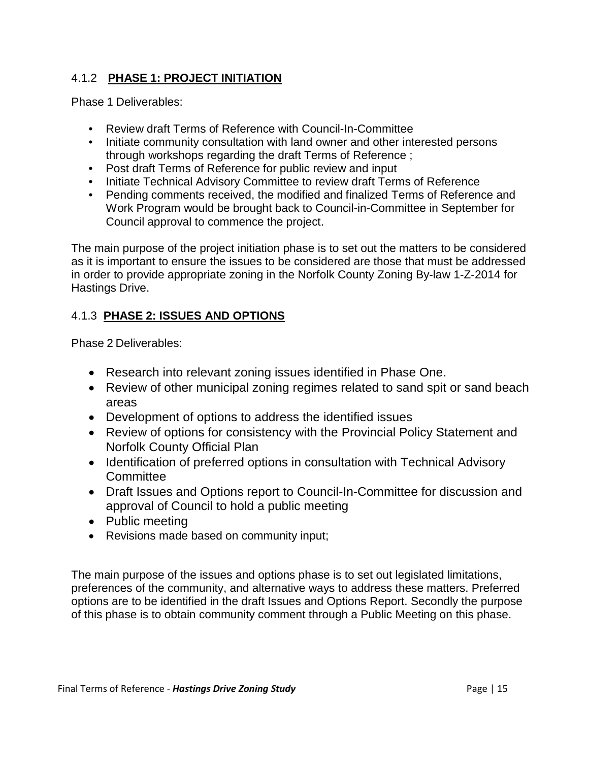### 4.1.2 **PHASE 1: PROJECT INITIATION**

Phase 1 Deliverables:

- Review draft Terms of Reference with Council-In-Committee
- Initiate community consultation with land owner and other interested persons through workshops regarding the draft Terms of Reference ;
- Post draft Terms of Reference for public review and input
- Initiate Technical Advisory Committee to review draft Terms of Reference
- Pending comments received, the modified and finalized Terms of Reference and Work Program would be brought back to Council-in-Committee in September for Council approval to commence the project.

The main purpose of the project initiation phase is to set out the matters to be considered as it is important to ensure the issues to be considered are those that must be addressed in order to provide appropriate zoning in the Norfolk County Zoning By-law 1-Z-2014 for Hastings Drive.

### 4.1.3 **PHASE 2: ISSUES AND OPTIONS**

Phase 2 Deliverables:

- Research into relevant zoning issues identified in Phase One.
- Review of other municipal zoning regimes related to sand spit or sand beach areas
- Development of options to address the identified issues
- Review of options for consistency with the Provincial Policy Statement and Norfolk County Official Plan
- Identification of preferred options in consultation with Technical Advisory Committee
- Draft Issues and Options report to Council-In-Committee for discussion and approval of Council to hold a public meeting
- Public meeting
- Revisions made based on community input;

The main purpose of the issues and options phase is to set out legislated limitations, preferences of the community, and alternative ways to address these matters. Preferred options are to be identified in the draft Issues and Options Report. Secondly the purpose of this phase is to obtain community comment through a Public Meeting on this phase.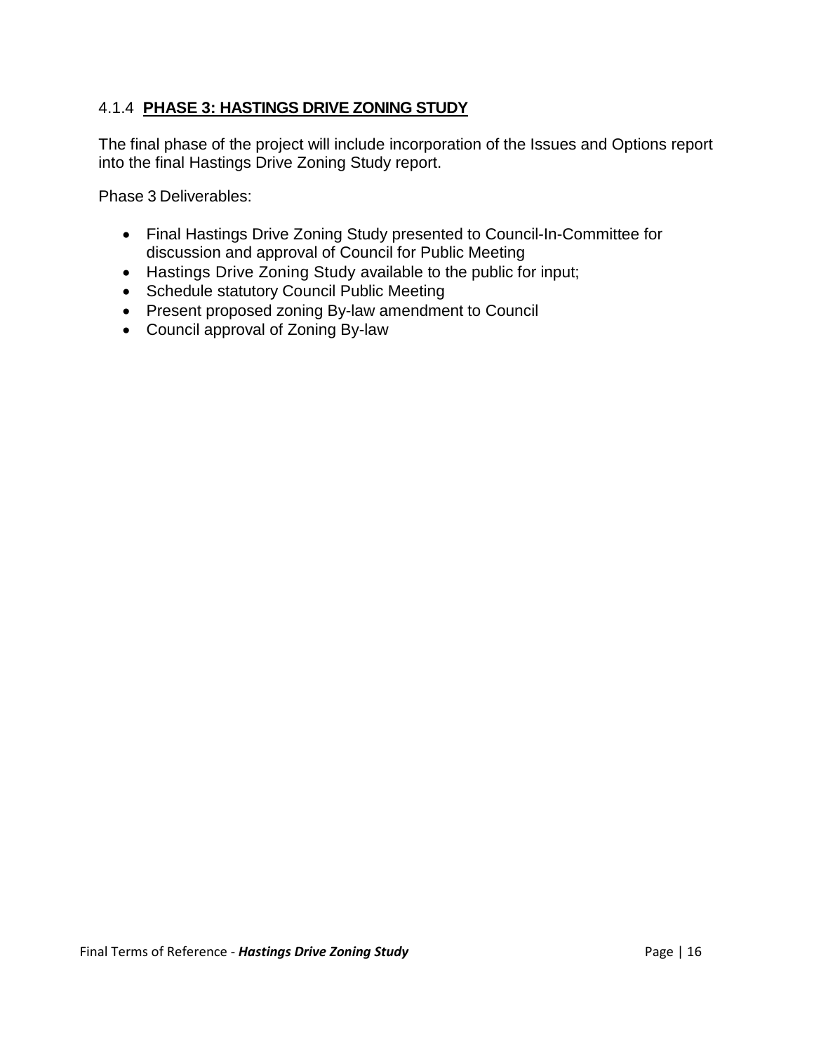### 4.1.4 **PHASE 3: HASTINGS DRIVE ZONING STUDY**

The final phase of the project will include incorporation of the Issues and Options report into the final Hastings Drive Zoning Study report.

Phase 3 Deliverables:

- Final Hastings Drive Zoning Study presented to Council-In-Committee for discussion and approval of Council for Public Meeting
- Hastings Drive Zoning Study available to the public for input;
- Schedule statutory Council Public Meeting
- Present proposed zoning By-law amendment to Council
- Council approval of Zoning By-law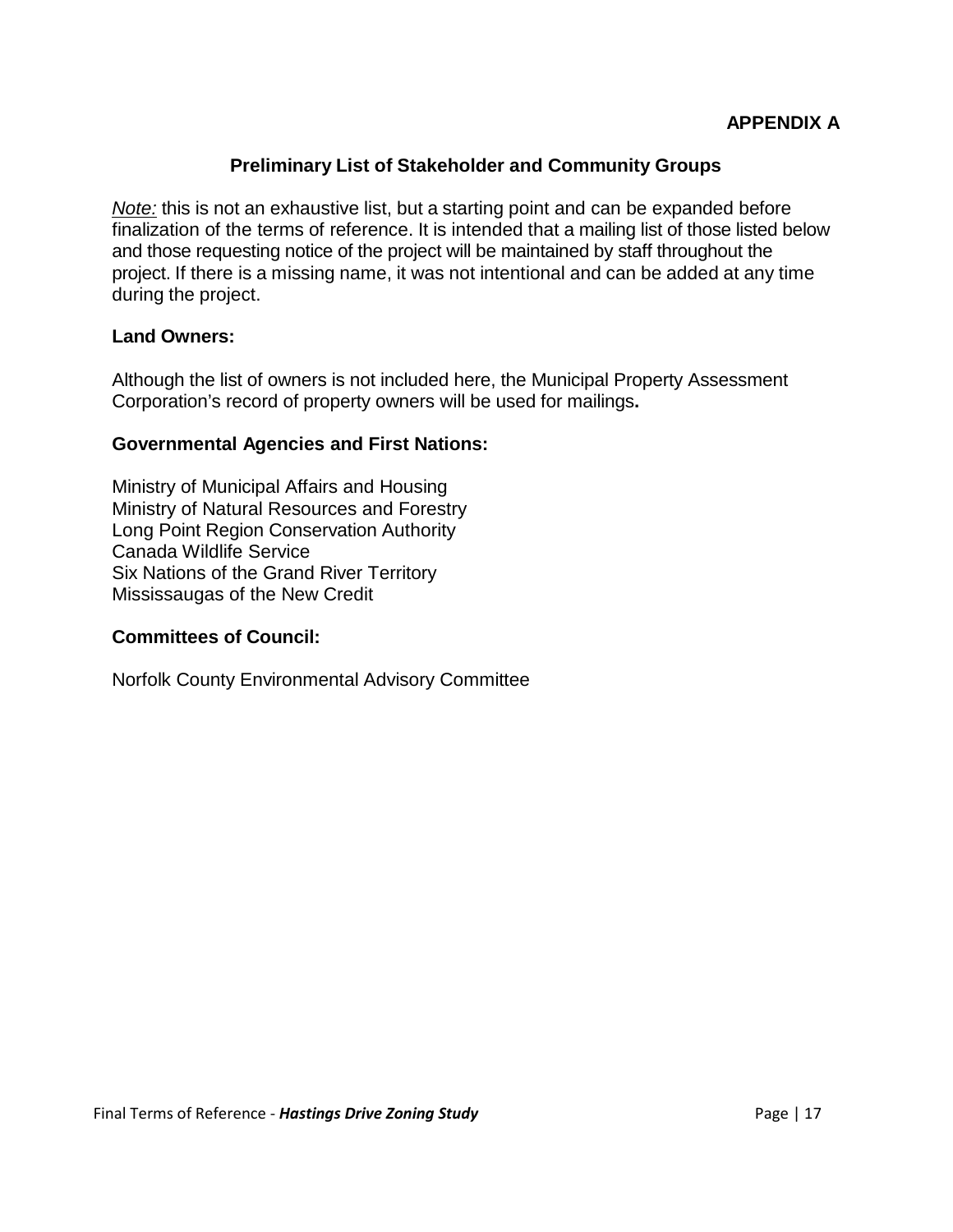**APPENDIX A**

## Preliminary List of Stakeholder and Community Groups

*Note:* this is not an exhaustive list, but a starting point and can be expanded before finalization of the terms of reference. It is intended that a mailing list of those listed below and those requesting notice of the project will be maintained by staff throughout the project. If there is a missing name, it was not intentional and can be added at any time during the project.

### Land Owners:

Although the list of owners is not included here, the Municipal Property Assessment Corporation's record of property owners will be used for mailings**.**

### Governmental Agencies and First Nations:

Ministry of Municipal Affairs and Housing
Ministry of Natural Resources and Forestry
Long Point Region Conservation Authority
Canada Wildlife Service
Six Nations of the Grand River Territory
Mississaugas of the New Credit

### Committees of Council:

Norfolk County Environmental Advisory Committee